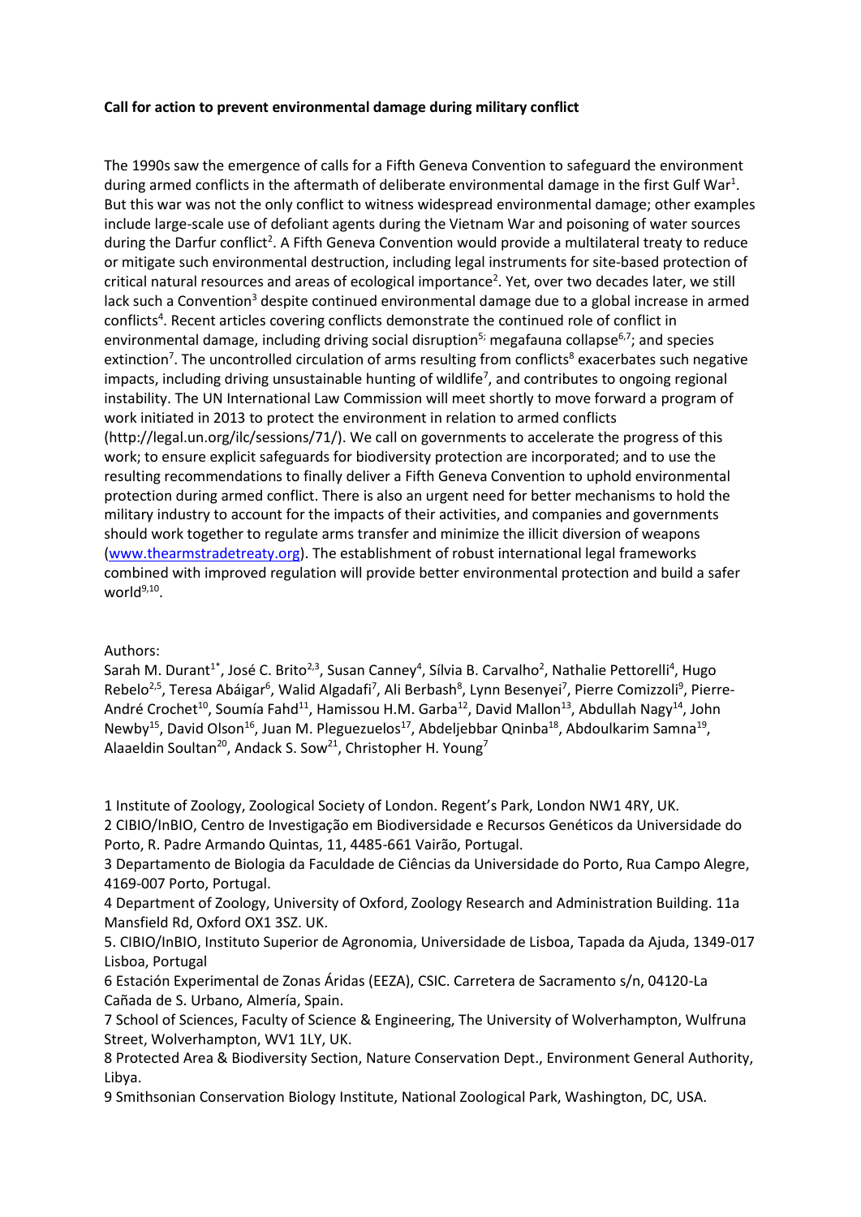**Call for action to prevent environmental damage during military conflict**

The 1990s saw the emergence of calls for a Fifth Geneva Convention to safeguard the environment during armed conflicts in the aftermath of deliberate environmental damage in the first Gulf War[1]. But this war was not the only conflict to witness widespread environmental damage; other examples include large-scale use of defoliant agents during the Vietnam War and poisoning of water sources during the Darfur conflict[2]. A Fifth Geneva Convention would provide a multilateral treaty to reduce or mitigate such environmental destruction, including legal instruments for site-based protection of critical natural resources and areas of ecological importance[2]. Yet, over two decades later, we still lack such a Convention[3] despite continued environmental damage due to a global increase in armed conflicts[4]. Recent articles covering conflicts demonstrate the continued role of conflict in environmental damage, including driving social disruption[5;] megafauna collapse[6,7]; and species extinction[7]. The uncontrolled circulation of arms resulting from conflicts[8] exacerbates such negative impacts, including driving unsustainable hunting of wildlife[7], and contributes to ongoing regional instability. The UN International Law Commission will meet shortly to move forward a program of work initiated in 2013 to protect the environment in relation to armed conflicts (http://legal.un.org/ilc/sessions/71/). We call on governments to accelerate the progress of this work; to ensure explicit safeguards for biodiversity protection are incorporated; and to use the resulting recommendations to finally deliver a Fifth Geneva Convention to uphold environmental protection during armed conflict. There is also an urgent need for better mechanisms to hold the military industry to account for the impacts of their activities, and companies and governments should work together to regulate arms transfer and minimize the illicit diversion of weapons (www.thearmstradetreaty.org). The establishment of robust international legal frameworks combined with improved regulation will provide better environmental protection and build a safer world[9,10].

Authors:

Sarah M. Durant[1*], José C. Brito[2,3], Susan Canney[4], Sílvia B. Carvalho[2], Nathalie Pettorelli[4], Hugo Rebelo[2,5], Teresa Abáigar[6], Walid Algadafi[7], Ali Berbash[8], Lynn Besenyei[7], Pierre Comizzoli[9], Pierre-André Crochet[10], Soumía Fahd[11], Hamissou H.M. Garba[12], David Mallon[13], Abdullah Nagy[14], John Newby[15], David Olson[16], Juan M. Pleguezuelos[17], Abdeljebbar Qninba[18], Abdoulkarim Samna[19], Alaaeldin Soultan[20], Andack S. Sow[21], Christopher H. Young[7]

1 Institute of Zoology, Zoological Society of London. Regent's Park, London NW1 4RY, UK.

2 CIBIO/InBIO, Centro de Investigação em Biodiversidade e Recursos Genéticos da Universidade do Porto, R. Padre Armando Quintas, 11, 4485-661 Vairão, Portugal.

3 Departamento de Biologia da Faculdade de Ciências da Universidade do Porto, Rua Campo Alegre, 4169-007 Porto, Portugal.

4 Department of Zoology, University of Oxford, Zoology Research and Administration Building. 11a Mansfield Rd, Oxford OX1 3SZ. UK.

5. CIBIO/InBIO, Instituto Superior de Agronomia, Universidade de Lisboa, Tapada da Ajuda, 1349-017 Lisboa, Portugal

6 Estación Experimental de Zonas Áridas (EEZA), CSIC. Carretera de Sacramento s/n, 04120-La Cañada de S. Urbano, Almería, Spain.

7 School of Sciences, Faculty of Science & Engineering, The University of Wolverhampton, Wulfruna Street, Wolverhampton, WV1 1LY, UK.

8 Protected Area & Biodiversity Section, Nature Conservation Dept., Environment General Authority, Libya.

9 Smithsonian Conservation Biology Institute, National Zoological Park, Washington, DC, USA.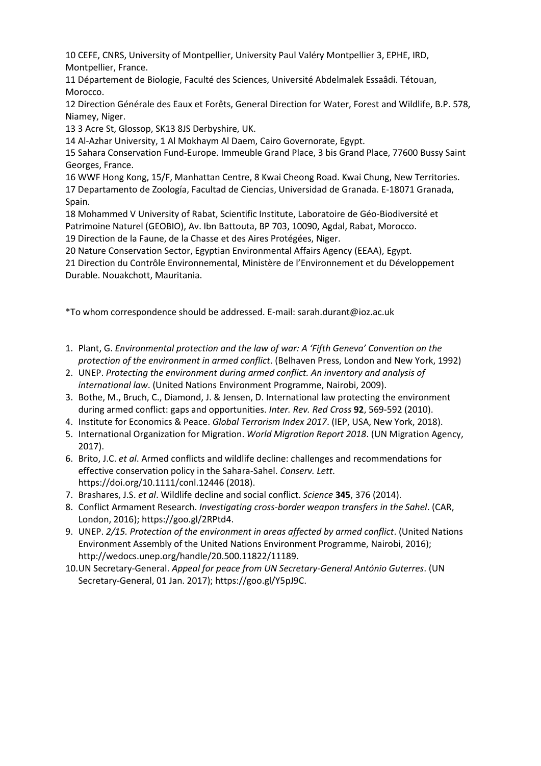10 CEFE, CNRS, University of Montpellier, University Paul Valéry Montpellier 3, EPHE, IRD, Montpellier, France.

11 Département de Biologie, Faculté des Sciences, Université Abdelmalek Essaâdi. Tétouan, Morocco.

12 Direction Générale des Eaux et Forêts, General Direction for Water, Forest and Wildlife, B.P. 578, Niamey, Niger.

13 3 Acre St, Glossop, SK13 8JS Derbyshire, UK.

14 Al-Azhar University, 1 Al Mokhaym Al Daem, Cairo Governorate, Egypt.

15 Sahara Conservation Fund-Europe. Immeuble Grand Place, 3 bis Grand Place, 77600 Bussy Saint Georges, France.

16 WWF Hong Kong, 15/F, Manhattan Centre, 8 Kwai Cheong Road. Kwai Chung, New Territories.

17 Departamento de Zoología, Facultad de Ciencias, Universidad de Granada. E-18071 Granada, Spain.

18 Mohammed V University of Rabat, Scientific Institute, Laboratoire de Géo-Biodiversité et Patrimoine Naturel (GEOBIO), Av. Ibn Battouta, BP 703, 10090, Agdal, Rabat, Morocco.

19 Direction de la Faune, de la Chasse et des Aires Protégées, Niger.

20 Nature Conservation Sector, Egyptian Environmental Affairs Agency (EEAA), Egypt.

21 Direction du Contrôle Environnemental, Ministère de l'Environnement et du Développement Durable. Nouakchott, Mauritania.

*To whom correspondence should be addressed. E-mail: sarah.durant@ioz.ac.uk

1. Plant, G. *Environmental protection and the law of war: A 'Fifth Geneva' Convention on the protection of the environment in armed conflict*. (Belhaven Press, London and New York, 1992)
2. UNEP. *Protecting the environment during armed conflict. An inventory and analysis of international law*. (United Nations Environment Programme, Nairobi, 2009).
3. Bothe, M., Bruch, C., Diamond, J. & Jensen, D. International law protecting the environment during armed conflict: gaps and opportunities. *Inter. Rev. Red Cross* **92**, 569-592 (2010).
4. Institute for Economics & Peace. *Global Terrorism Index 2017*. (IEP, USA, New York, 2018).
5. International Organization for Migration. *World Migration Report 2018*. (UN Migration Agency, 2017).
6. Brito, J.C. *et al*. Armed conflicts and wildlife decline: challenges and recommendations for effective conservation policy in the Sahara-Sahel. *Conserv. Lett*. https://doi.org/10.1111/conl.12446 (2018).
7. Brashares, J.S. *et al*. Wildlife decline and social conflict. *Science* **345**, 376 (2014).
8. Conflict Armament Research. *Investigating cross-border weapon transfers in the Sahel*. (CAR, London, 2016); https://goo.gl/2RPtd4.
9. UNEP. *2/15. Protection of the environment in areas affected by armed conflict*. (United Nations Environment Assembly of the United Nations Environment Programme, Nairobi, 2016); http://wedocs.unep.org/handle/20.500.11822/11189.
10. UN Secretary-General. *Appeal for peace from UN Secretary-General António Guterres*. (UN Secretary-General, 01 Jan. 2017); https://goo.gl/Y5pJ9C.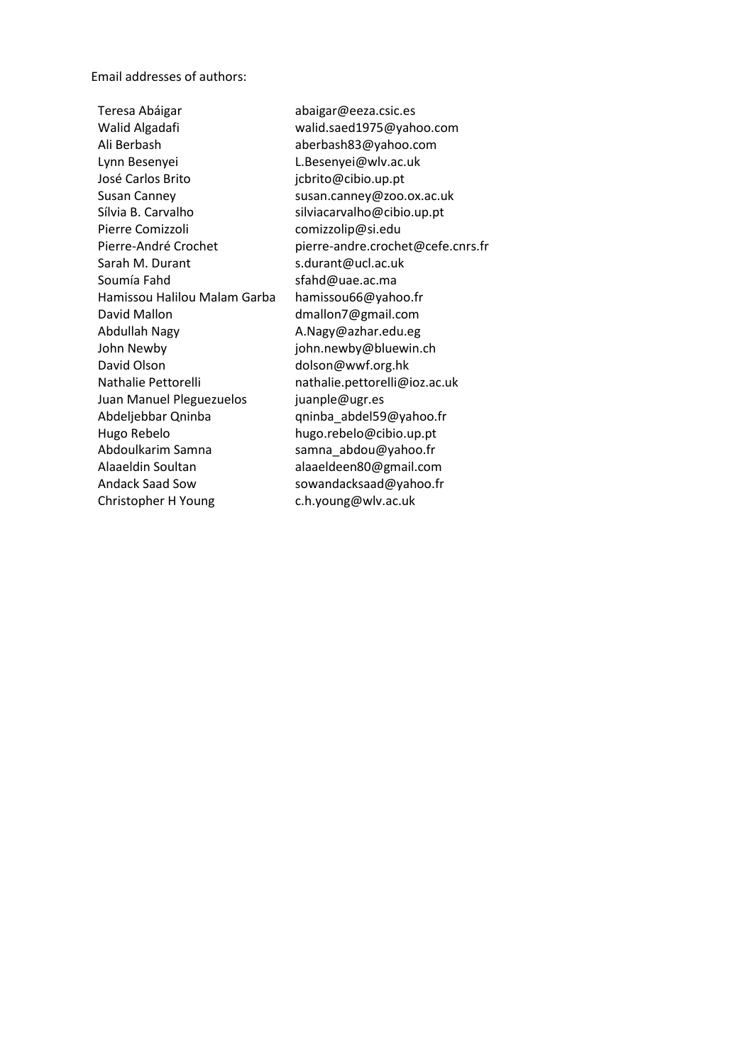Email addresses of authors:

| | |
|---|---|
| Teresa Abáigar | abaigar@eeza.csic.es |
| Walid Algadafi | walid.saed1975@yahoo.com |
| Ali Berbash | aberbash83@yahoo.com |
| Lynn Besenyei | L.Besenyei@wlv.ac.uk |
| José Carlos Brito | jcbrito@cibio.up.pt |
| Susan Canney | susan.canney@zoo.ox.ac.uk |
| Sílvia B. Carvalho | silviacarvalho@cibio.up.pt |
| Pierre Comizzoli | comizzolip@si.edu |
| Pierre-André Crochet | pierre-andre.crochet@cefe.cnrs.fr |
| Sarah M. Durant | s.durant@ucl.ac.uk |
| Soumía Fahd | sfahd@uae.ac.ma |
| Hamissou Halilou Malam Garba | hamissou66@yahoo.fr |
| David Mallon | dmallon7@gmail.com |
| Abdullah Nagy | A.Nagy@azhar.edu.eg |
| John Newby | john.newby@bluewin.ch |
| David Olson | dolson@wwf.org.hk |
| Nathalie Pettorelli | nathalie.pettorelli@ioz.ac.uk |
| Juan Manuel Pleguezuelos | juanple@ugr.es |
| Abdeljebbar Qninba | qninba_abdel59@yahoo.fr |
| Hugo Rebelo | hugo.rebelo@cibio.up.pt |
| Abdoulkarim Samna | samna_abdou@yahoo.fr |
| Alaaeldin Soultan | alaaeldeen80@gmail.com |
| Andack Saad Sow | sowandacksaad@yahoo.fr |
| Christopher H Young | c.h.young@wlv.ac.uk |